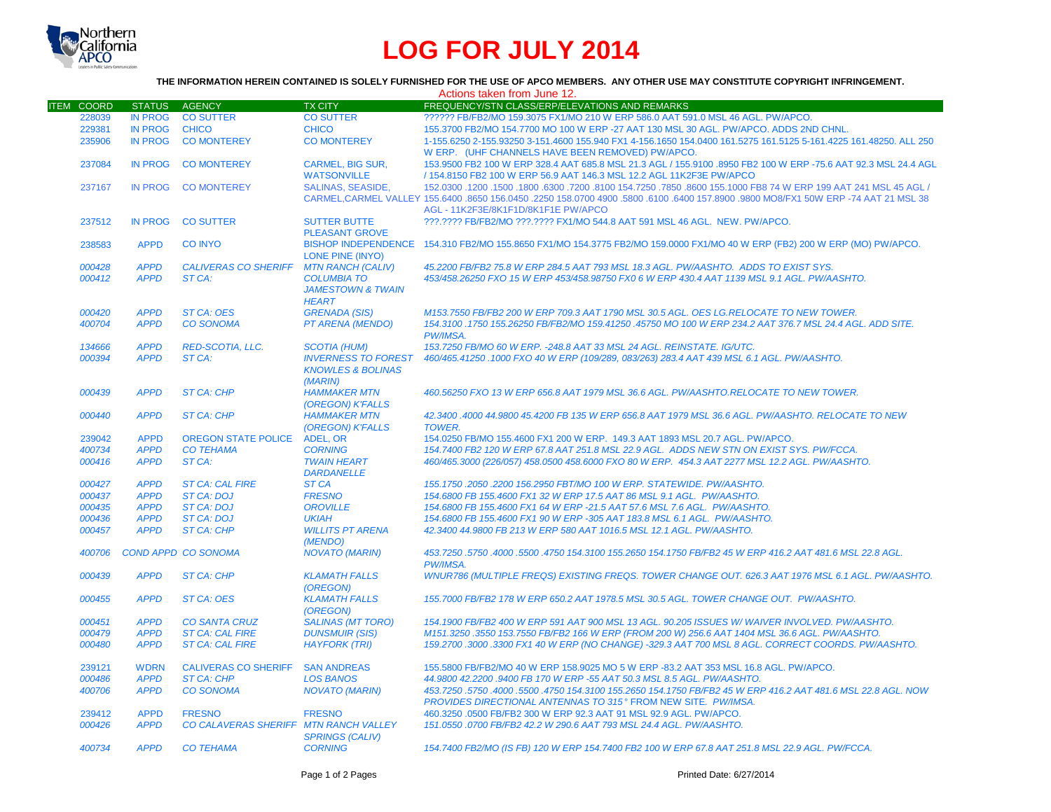# LOG FOR JULY 2014

**THE INFORMATION HEREIN CONTAINED IS SOLELY FURNISHED FOR THE USE OF APCO MEMBERS. ANY OTHER USE MAY CONSTITUTE COPYRIGHT INFRINGEMENT.**

Actions taken from June 12.

| ITEM | COORD | STATUS | AGENCY | TX CITY | FREQUENCY/STN CLASS/ERP/ELEVATIONS AND REMARKS |
|---|---|---|---|---|---|
| | 228039 | IN PROG | CO SUTTER | CO SUTTER | ?????? FB/FB2/MO 159.3075 FX1/MO 210 W ERP 586.0 AAT 591.0 MSL 46 AGL. PW/APCO. |
| | 229381 | IN PROG | CHICO | CHICO | 155.3700 FB2/MO 154.7700 MO 100 W ERP -27 AAT 130 MSL 30 AGL. PW/APCO. ADDS 2ND CHNL. |
| | 235906 | IN PROG | CO MONTEREY | CO MONTEREY | 1-155.6250 2-155.93250 3-151.4600 155.940 FX1 4-156.1650 154.0400 161.5275 161.5125 5-161.4225 161.48250. ALL 250 W ERP. (UHF CHANNELS HAVE BEEN REMOVED) PW/APCO. |
| | 237084 | IN PROG | CO MONTEREY | CARMEL, BIG SUR, WATSONVILLE | 153.9500 FB2 100 W ERP 328.4 AAT 685.8 MSL 21.3 AGL / 155.9100 .8950 FB2 100 W ERP -75.6 AAT 92.3 MSL 24.4 AGL / 154.8150 FB2 100 W ERP 56.9 AAT 146.3 MSL 12.2 AGL 11K2F3E PW/APCO |
| | 237167 | IN PROG | CO MONTEREY | SALINAS, SEASIDE, CARMEL,CARMEL VALLEY | 152.0300 .1200 .1500 .1800 .6300 .7200 .8100 154.7250 .7850 .8600 155.1000 FB8 74 W ERP 199 AAT 241 MSL 45 AGL / 155.6400 .8650 156.0450 .2250 158.0700 4900 .5800 .6100 .6400 157.8900 .9800 MO8/FX1 50W ERP -74 AAT 21 MSL 38 AGL - 11K2F3E/8K1F1D/8K1F1E PW/APCO |
| | 237512 | IN PROG | CO SUTTER | SUTTER BUTTE PLEASANT GROVE | ???.???? FB/FB2/MO ???.???? FX1/MO 544.8 AAT 591 MSL 46 AGL. NEW. PW/APCO. |
| | 238583 | APPD | CO INYO | BISHOP INDEPENDENCE LONE PINE (INYO) | 154.310 FB2/MO 155.8650 FX1/MO 154.3775 FB2/MO 159.0000 FX1/MO 40 W ERP (FB2) 200 W ERP (MO) PW/APCO. |
| | *000428* | *APPD* | *CALIVERAS CO SHERIFF* | *MTN RANCH (CALIV)* | *45.2200 FB/FB2 75.8 W ERP 284.5 AAT 793 MSL 18.3 AGL. PW/AASHTO. ADDS TO EXIST SYS.* |
| | *000412* | *APPD* | *ST CA:* | *COLUMBIA TO JAMESTOWN & TWAIN HEART* | *453/458.26250 FXO 15 W ERP 453/458.98750 FX0 6 W ERP 430.4 AAT 1139 MSL 9.1 AGL. PW/AASHTO.* |
| | *000420* | *APPD* | *ST CA: OES* | *GRENADA (SIS)* | *M153.7550 FB/FB2 200 W ERP 709.3 AAT 1790 MSL 30.5 AGL. OES LG.RELOCATE TO NEW TOWER.* |
| | *400704* | *APPD* | *CO SONOMA* | *PT ARENA (MENDO)* | *154.3100 .1750 155.26250 FB/FB2/MO 159.41250 .45750 MO 100 W ERP 234.2 AAT 376.7 MSL 24.4 AGL. ADD SITE. PW/IMSA.* |
| | *134666* | *APPD* | *RED-SCOTIA, LLC.* | *SCOTIA (HUM)* | *153.7250 FB/MO 60 W ERP. -248.8 AAT 33 MSL 24 AGL. REINSTATE. IG/UTC.* |
| | *000394* | *APPD* | *ST CA:* | *INVERNESS TO FOREST KNOWLES & BOLINAS (MARIN)* | *460/465.41250 .1000 FXO 40 W ERP (109/289, 083/263) 283.4 AAT 439 MSL 6.1 AGL. PW/AASHTO.* |
| | *000439* | *APPD* | *ST CA: CHP* | *HAMMAKER MTN (OREGON) K'FALLS* | *460.56250 FXO 13 W ERP 656.8 AAT 1979 MSL 36.6 AGL. PW/AASHTO.RELOCATE TO NEW TOWER.* |
| | *000440* | *APPD* | *ST CA: CHP* | *HAMMAKER MTN (OREGON) K'FALLS* | *42.3400 .4000 44.9800 45.4200 FB 135 W ERP 656.8 AAT 1979 MSL 36.6 AGL. PW/AASHTO. RELOCATE TO NEW TOWER.* |
| | 239042 | APPD | OREGON STATE POLICE | ADEL, OR | 154.0250 FB/MO 155.4600 FX1 200 W ERP. 149.3 AAT 1893 MSL 20.7 AGL. PW/APCO. |
| | *400734* | *APPD* | *CO TEHAMA* | *CORNING* | *154.7400 FB2 120 W ERP 67.8 AAT 251.8 MSL 22.9 AGL. ADDS NEW STN ON EXIST SYS. PW/FCCA.* |
| | *000416* | *APPD* | *ST CA:* | *TWAIN HEART DARDANELLE* | *460/465.3000 (226/057) 458.0500 458.6000 FXO 80 W ERP. 454.3 AAT 2277 MSL 12.2 AGL. PW/AASHTO.* |
| | *000427* | *APPD* | *ST CA: CAL FIRE* | *ST CA* | *155.1750 .2050 .2200 156.2950 FBT/MO 100 W ERP. STATEWIDE. PW/AASHTO.* |
| | *000437* | *APPD* | *ST CA: DOJ* | *FRESNO* | *154.6800 FB 155.4600 FX1 32 W ERP 17.5 AAT 86 MSL 9.1 AGL. PW/AASHTO.* |
| | *000435* | *APPD* | *ST CA: DOJ* | *OROVILLE* | *154.6800 FB 155.4600 FX1 64 W ERP -21.5 AAT 57.6 MSL 7.6 AGL. PW/AASHTO.* |
| | *000436* | *APPD* | *ST CA: DOJ* | *UKIAH* | *154.6800 FB 155.4600 FX1 90 W ERP -305 AAT 183.8 MSL 6.1 AGL. PW/AASHTO.* |
| | *000457* | *APPD* | *ST CA: CHP* | *WILLITS PT ARENA (MENDO)* | *42.3400 44.9800 FB 213 W ERP 580 AAT 1016.5 MSL 12.1 AGL. PW/AASHTO.* |
| | *400706* | *COND APPD* | *CO SONOMA* | *NOVATO (MARIN)* | *453.7250 .5750 .4000 .5500 .4750 154.3100 155.2650 154.1750 FB/FB2 45 W ERP 416.2 AAT 481.6 MSL 22.8 AGL. PW/IMSA.* |
| | *000439* | *APPD* | *ST CA: CHP* | *KLAMATH FALLS (OREGON)* | *WNUR786 (MULTIPLE FREQS) EXISTING FREQS. TOWER CHANGE OUT. 626.3 AAT 1976 MSL 6.1 AGL. PW/AASHTO.* |
| | *000455* | *APPD* | *ST CA: OES* | *KLAMATH FALLS (OREGON)* | *155.7000 FB/FB2 178 W ERP 650.2 AAT 1978.5 MSL 30.5 AGL. TOWER CHANGE OUT. PW/AASHTO.* |
| | *000451* | *APPD* | *CO SANTA CRUZ* | *SALINAS (MT TORO)* | *154.1900 FB/FB2 400 W ERP 591 AAT 900 MSL 13 AGL. 90.205 ISSUES W/ WAIVER INVOLVED. PW/AASHTO.* |
| | *000479* | *APPD* | *ST CA: CAL FIRE* | *DUNSMUIR (SIS)* | *M151.3250 .3550 153.7550 FB/FB2 166 W ERP (FROM 200 W) 256.6 AAT 1404 MSL 36.6 AGL. PW/AASHTO.* |
| | *000480* | *APPD* | *ST CA: CAL FIRE* | *HAYFORK (TRI)* | *159.2700 .3000 .3300 FX1 40 W ERP (NO CHANGE) -329.3 AAT 700 MSL 8 AGL. CORRECT COORDS. PW/AASHTO.* |
| | 239121 | WDRN | CALIVERAS CO SHERIFF | SAN ANDREAS | 155.5800 FB/FB2/MO 40 W ERP 158.9025 MO 5 W ERP -83.2 AAT 353 MSL 16.8 AGL. PW/APCO. |
| | *000486* | *APPD* | *ST CA: CHP* | *LOS BANOS* | *44.9800 42.2200 .9400 FB 170 W ERP -55 AAT 50.3 MSL 8.5 AGL. PW/AASHTO.* |
| | *400706* | *APPD* | *CO SONOMA* | *NOVATO (MARIN)* | *453.7250 .5750 .4000 .5500 .4750 154.3100 155.2650 154.1750 FB/FB2 45 W ERP 416.2 AAT 481.6 MSL 22.8 AGL. NOW PROVIDES DIRECTIONAL ANTENNAS TO 315° FROM NEW SITE. PW/IMSA.* |
| | 239412 | APPD | FRESNO | FRESNO | 460.3250 .0500 FB/FB2 300 W ERP 92.3 AAT 91 MSL 92.9 AGL. PW/APCO. |
| | *000426* | *APPD* | *CO CALAVERAS SHERIFF* | *MTN RANCH VALLEY SPRINGS (CALIV)* | *151.0550 .0700 FB/FB2 42.2 W ERP 290.6 AAT 793 MSL 24.4 AGL. PW/AASHTO.* |
| | *400734* | *APPD* | *CO TEHAMA* | *CORNING* | *154.7400 FB2/MO (IS FB) 120 W ERP 154.7400 FB2 100 W ERP 67.8 AAT 251.8 MSL 22.9 AGL. PW/FCCA.* |

Printed Date: 6/27/2014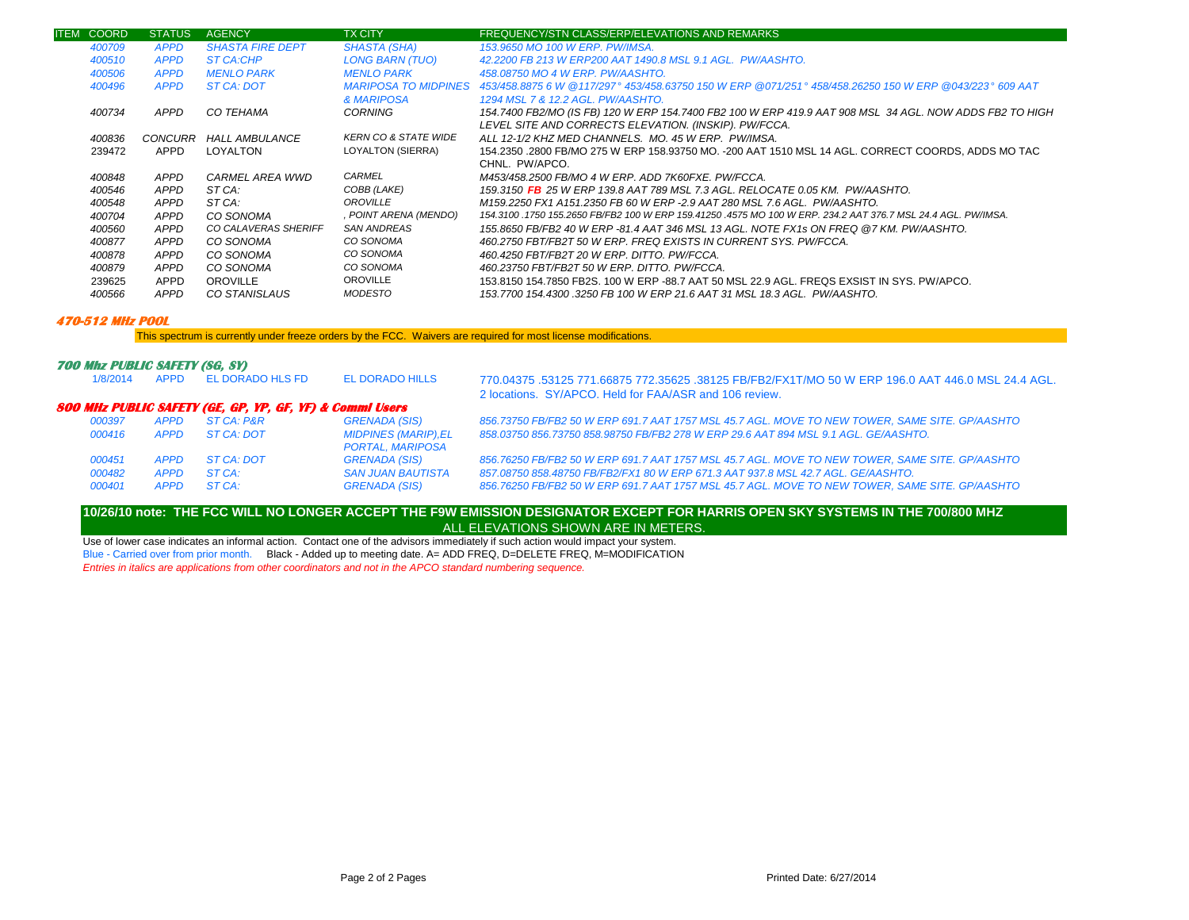| ITEM | COORD | STATUS | AGENCY | TX CITY | FREQUENCY/STN CLASS/ERP/ELEVATIONS AND REMARKS |
|---|---|---|---|---|---|
| | 400709 | APPD | SHASTA FIRE DEPT | SHASTA (SHA) | 153.9650 MO 100 W ERP. PW/IMSA. |
| | 400510 | APPD | ST CA:CHP | LONG BARN (TUO) | 42.2200 FB 213 W ERP200 AAT 1490.8 MSL 9.1 AGL. PW/AASHTO. |
| | 400506 | APPD | MENLO PARK | MENLO PARK | 458.08750 MO 4 W ERP. PW/AASHTO. |
| | 400496 | APPD | ST CA: DOT | MARIPOSA TO MIDPINES & MARIPOSA | 453/458.8875 6 W @117/297° 453/458.63750 150 W ERP @071/251° 458/458.26250 150 W ERP @043/223° 609 AAT 1294 MSL 7 & 12.2 AGL. PW/AASHTO. |
| | 400734 | APPD | CO TEHAMA | CORNING | 154.7400 FB2/MO (IS FB) 120 W ERP 154.7400 FB2 100 W ERP 419.9 AAT 908 MSL 34 AGL. NOW ADDS FB2 TO HIGH LEVEL SITE AND CORRECTS ELEVATION. (INSKIP). PW/FCCA. |
| | 400836 | CONCURR | HALL AMBULANCE | KERN CO & STATE WIDE | ALL 12-1/2 KHZ MED CHANNELS. MO. 45 W ERP. PW/IMSA. |
| | 239472 | APPD | LOYALTON | LOYALTON (SIERRA) | 154.2350 .2800 FB/MO 275 W ERP 158.93750 MO. -200 AAT 1510 MSL 14 AGL. CORRECT COORDS, ADDS MO TAC CHNL. PW/APCO. |
| | 400848 | APPD | CARMEL AREA WWD | CARMEL | M453/458.2500 FB/MO 4 W ERP. ADD 7K60FXE. PW/FCCA. |
| | 400546 | APPD | ST CA: | COBB (LAKE) | 159.3150 FB 25 W ERP 139.8 AAT 789 MSL 7.3 AGL. RELOCATE 0.05 KM. PW/AASHTO. |
| | 400548 | APPD | ST CA: | OROVILLE | M159.2250 FX1 A151.2350 FB 60 W ERP -2.9 AAT 280 MSL 7.6 AGL. PW/AASHTO. |
| | 400704 | APPD | CO SONOMA | , POINT ARENA (MENDO) | 154.3100 .1750 155.2650 FB/FB2 100 W ERP 159.41250 .4575 MO 100 W ERP. 234.2 AAT 376.7 MSL 24.4 AGL. PW/IMSA. |
| | 400560 | APPD | CO CALAVERAS SHERIFF | SAN ANDREAS | 155.8650 FB/FB2 40 W ERP -81.4 AAT 346 MSL 13 AGL. NOTE FX1s ON FREQ @7 KM. PW/AASHTO. |
| | 400877 | APPD | CO SONOMA | CO SONOMA | 460.2750 FBT/FB2T 50 W ERP. FREQ EXISTS IN CURRENT SYS. PW/FCCA. |
| | 400878 | APPD | CO SONOMA | CO SONOMA | 460.4250 FBT/FB2T 20 W ERP. DITTO. PW/FCCA. |
| | 400879 | APPD | CO SONOMA | CO SONOMA | 460.23750 FBT/FB2T 50 W ERP. DITTO. PW/FCCA. |
| | 239625 | APPD | OROVILLE | OROVILLE | 153.8150 154.7850 FB2S. 100 W ERP -88.7 AAT 50 MSL 22.9 AGL. FREQS EXSIST IN SYS. PW/APCO. |
| | 400566 | APPD | CO STANISLAUS | MODESTO | 153.7700 154.4300 .3250 FB 100 W ERP 21.6 AAT 31 MSL 18.3 AGL. PW/AASHTO. |

### 470-512 MHz POOL

This spectrum is currently under freeze orders by the FCC. Waivers are required for most license modifications.

### 700 Mhz PUBLIC SAFETY (SG, SY)

| | | | | |
|---|---|---|---|---|
| 1/8/2014 | APPD | EL DORADO HLS FD | EL DORADO HILLS | 770.04375 .53125 771.66875 772.35625 .38125 FB/FB2/FX1T/MO 50 W ERP 196.0 AAT 446.0 MSL 24.4 AGL. 2 locations. SY/APCO. Held for FAA/ASR and 106 review. |

### 800 MHz PUBLIC SAFETY (GE, GP, YP, GF, YF) & Comml Users

| | | | | |
|---|---|---|---|---|
| 000397 | APPD | ST CA: P&R | GRENADA (SIS) | 856.73750 FB/FB2 50 W ERP 691.7 AAT 1757 MSL 45.7 AGL. MOVE TO NEW TOWER, SAME SITE. GP/AASHTO |
| 000416 | APPD | ST CA: DOT | MIDPINES (MARIP),EL PORTAL, MARIPOSA | 858.03750 856.73750 858.98750 FB/FB2 278 W ERP 29.6 AAT 894 MSL 9.1 AGL. GE/AASHTO. |
| 000451 | APPD | ST CA: DOT | GRENADA (SIS) | 856.76250 FB/FB2 50 W ERP 691.7 AAT 1757 MSL 45.7 AGL. MOVE TO NEW TOWER, SAME SITE. GP/AASHTO |
| 000482 | APPD | ST CA: | SAN JUAN BAUTISTA | 857.08750 858.48750 FB/FB2/FX1 80 W ERP 671.3 AAT 937.8 MSL 42.7 AGL. GE/AASHTO. |
| 000401 | APPD | ST CA: | GRENADA (SIS) | 856.76250 FB/FB2 50 W ERP 691.7 AAT 1757 MSL 45.7 AGL. MOVE TO NEW TOWER, SAME SITE. GP/AASHTO |

**10/26/10 note: THE FCC WILL NO LONGER ACCEPT THE F9W EMISSION DESIGNATOR EXCEPT FOR HARRIS OPEN SKY SYSTEMS IN THE 700/800 MHZ**

ALL ELEVATIONS SHOWN ARE IN METERS.

Use of lower case indicates an informal action. Contact one of the advisors immediately if such action would impact your system.

Blue - Carried over from prior month. Black - Added up to meeting date. A= ADD FREQ, D=DELETE FREQ, M=MODIFICATION

*Entries in italics are applications from other coordinators and not in the APCO standard numbering sequence.*

Printed Date: 6/27/2014